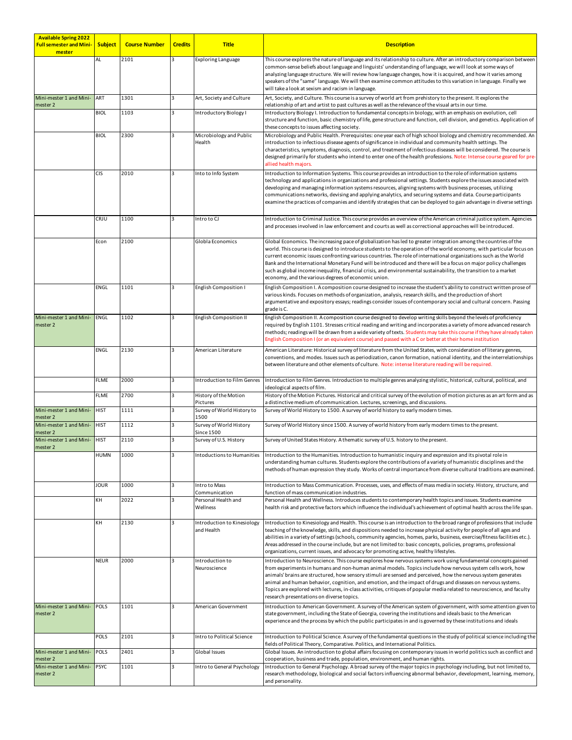| Available Spring 2022 Full semester and Mini-mester | Subject | Course Number | Credits | Title | Description |
|---|---|---|---|---|---|
| | AL | 2101 | 3 | Exploring Language | This course explores the nature of language and its relationship to culture. After an introductory comparison between common-sense beliefs about language and linguists' understanding of language, we will look at some ways of analyzing language structure. We will review how language changes, how it is acquired, and how it varies among speakers of the "same" language. We will then examine common attitudes to this variation in language. Finally we will take a look at sexism and racism in language. |
| Mini-mester 1 and Mini-mester 2 | ART | 1301 | 3 | Art, Society and Culture | Art, Society, and Culture. This course is a survey of world art from prehistory to the present. It explores the relationship of art and artist to past cultures as well as the relevance of the visual arts in our time. |
| | BIOL | 1103 | 3 | Introductory Biology I | Introductory Biology I. Introduction to fundamental concepts in biology, with an emphasis on evolution, cell structure and function, basic chemistry of life, gene structure and function, cell division, and genetics. Application of these concepts to issues affecting society. |
| | BIOL | 2300 | 3 | Microbiology and Public Health | Microbiology and Public Health. Prerequisites: one year each of high school biology and chemistry recommended. An introduction to infectious disease agents of significance in individual and community health settings. The characteristics, symptoms, diagnosis, control, and treatment of infectious diseases will be considered. The course is designed primarily for students who intend to enter one of the health professions. Note: Intense course geared for pre-allied health majors. |
| | CIS | 2010 | 3 | Into to Info System | Introduction to Information Systems. This course provides an introduction to the role of information systems technology and applications in organizations and professional settings. Students explore the issues associated with developing and managing information systems resources, aligning systems with business processes, utilizing communications networks, devising and applying analytics, and securing systems and data. Course participants examine the practices of companies and identify strategies that can be deployed to gain advantage in diverse settings |
| | CRJU | 1100 | 3 | Intro to CJ | Introduction to Criminal Justice. This course provides an overview of the American criminal justice system. Agencies and processes involved in law enforcement and courts as well as correctional approaches will be introduced. |
| | Econ | 2100 | | Globla Economics | Global Economics. The increasing pace of globalization has led to greater integration among the countries of the world. This course is designed to introduce students to the operation of the world economy, with particular focus on current economic issues confronting various countries. The role of international organizations such as the World Bank and the International Monetary Fund will be introduced and there will be a focus on major policy challenges such as global income inequality, financial crisis, and environmental sustainability, the transition to a market economy, and the various degrees of economic union. |
| | ENGL | 1101 | 3 | English Composition I | English Composition I. A composition course designed to increase the student's ability to construct written prose of various kinds. Focuses on methods of organization, analysis, research skills, and the production of short argumentative and expository essays; readings consider issues of contemporary social and cultural concern. Passing grade is C. |
| Mini-mester 1 and Mini-mester 2 | ENGL | 1102 | 3 | English Composition II | English Composition II. A composition course designed to develop writing skills beyond the levels of proficiency required by English 1101. Stresses critical reading and writing and incorporates a variety of more advanced research methods; readings will be drawn from a wide variety of texts. Students may take this course if they have already taken English Composition I (or an equivalent course) and passed with a C or better at their home institution |
| | ENGL | 2130 | 3 | American Literature | American Literature: Historical survey of literature from the United States, with consideration of literary genres, conventions, and modes. Issues such as periodization, canon formation, national identity, and the interrelationships between literature and other elements of culture. Note: intense literature reading will be required. |
| | FLME | 2000 | 3 | Introduction to Film Genres | Introduction to Film Genres. Introduction to multiple genres analyzing stylistic, historical, cultural, political, and ideological aspects of film. |
| | FLME | 2700 | 3 | History of the Motion Pictures | History of the Motion Pictures. Historical and critical survey of the evolution of motion pictures as an art form and as a distinctive medium of communication. Lectures, screenings, and discussions. |
| Mini-mester 1 and Mini-mester 2 | HIST | 1111 | 3 | Survey of World History to 1500 | Survey of World History to 1500. A survey of world history to early modern times. |
| Mini-mester 1 and Mini-mester 2 | HIST | 1112 | 3 | Survey of World History Since 1500 | Survey of World History since 1500. A survey of world history from early modern times to the present. |
| Mini-mester 1 and Mini-mester 2 | HIST | 2110 | 3 | Survey of U.S. History | Survey of United States History. A thematic survey of U.S. history to the present. |
| | HUMN | 1000 | 3 | Intodwithout to Humanities | Introduction to the Humanities. Introduction to humanistic inquiry and expression and its pivotal role in understanding human cultures. Students explore the contributions of a variety of humanistic disciplines and the methods of human expression they study. Works of central importance from diverse cultural traditions are examined. |
| | JOUR | 1000 | 3 | Intro to Mass Communication | Introduction to Mass Communication. Processes, uses, and effects of mass media in society. History, structure, and function of mass communication industries. |
| | KH | 2022 | 3 | Personal Health and Wellness | Personal Health and Wellness. Introduces students to contemporary health topics and issues. Students examine health risk and protective factors which influence the individual's achievement of optimal health across the life span. |
| | KH | 2130 | 3 | Introduction to Kinesiology and Health | Introduction to Kinesiology and Health. This course is an introduction to the broad range of professions that include teaching of the knowledge, skills, and dispositions needed to increase physical activity for people of all ages and abilities in a variety of settings (schools, community agencies, homes, parks, business, exercise/fitness facilities etc.). Areas addressed in the course include, but are not limited to: basic concepts, policies, programs, professional organizations, current issues, and advocacy for promoting active, healthy lifestyles. |
| | NEUR | 2000 | 3 | Introduction to Neuroscience | Introduction to Neuroscience. This course explores how nervous systems work using fundamental concepts gained from experiments in humans and non-human animal models. Topics include how nervous system cells work, how animals' brains are structured, how sensory stimuli are sensed and perceived, how the nervous system generates animal and human behavior, cognition, and emotion, and the impact of drugs and diseases on nervous systems. Topics are explored with lectures, in-class activities, critiques of popular media related to neuroscience, and faculty research presentations on diverse topics. |
| Mini-mester 1 and Mini-mester 2 | POLS | 1101 | 3 | American Government | Introduction to American Government. A survey of the American system of government, with some attention given to state government, including the State of Georgia, covering the institutions and ideals basic to the American experience and the process by which the public participates in and is governed by these institutions and ideals |
| | POLS | 2101 | 3 | Intro to Political Science | Introduction to Political Science. A survey of the fundamental questions in the study of political science including the fields of Political Theory, Comparative. Politics, and International Politics. |
| Mini-mester 1 and Mini-mester 2 | POLS | 2401 | 3 | Global Issues | Global Issues. An introduction to global affairs focusing on contemporary issues in world politics such as conflict and cooperation, business and trade, population, environment, and human rights. |
| Mini-mester 1 and Mini-mester 2 | PSYC | 1101 | 3 | Intro to General Psychology | Introduction to General Psychology. A broad survey of the major topics in psychology including, but not limited to, research methodology, biological and social factors influencing abnormal behavior, development, learning, memory, and personality. |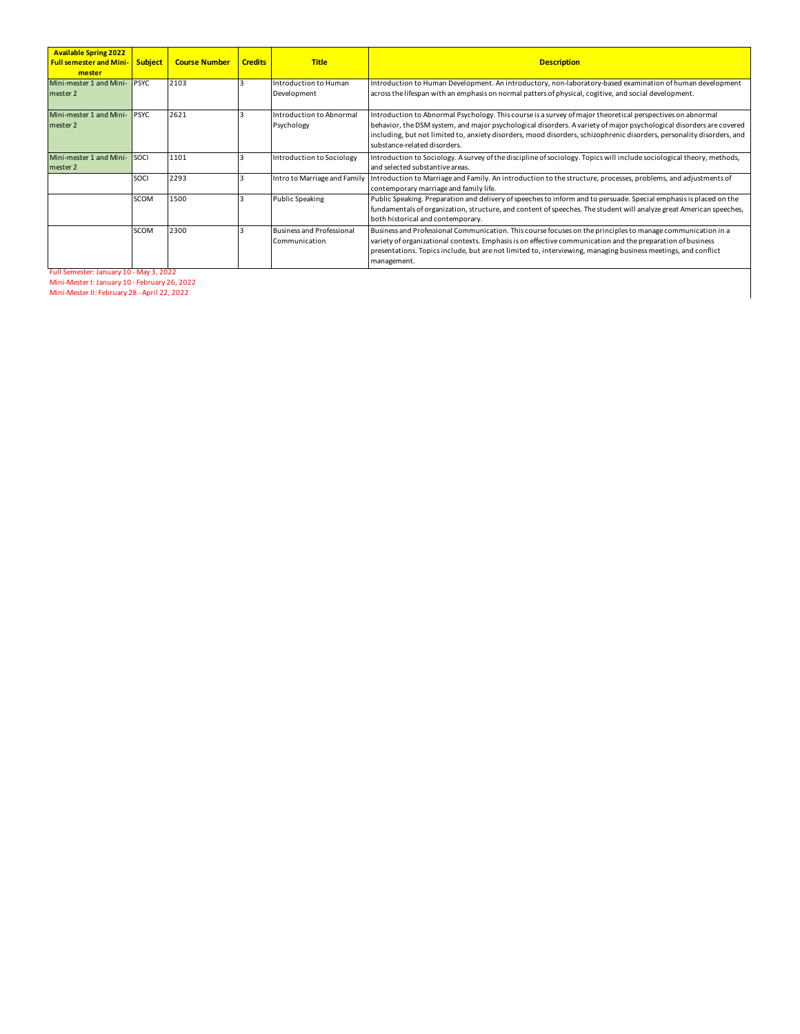| Available Spring 2022 Full semester and Mini-mester | Subject | Course Number | Credits | Title | Description |
|---|---|---|---|---|---|
| Mini-mester 1 and Mini-mester 2 | PSYC | 2103 | 3 | Introduction to Human Development | Introduction to Human Development. An introductory, non-laboratory-based examination of human development across the lifespan with an emphasis on normal patters of physical, cogitive, and social development. |
| Mini-mester 1 and Mini-mester 2 | PSYC | 2621 | 3 | Introduction to Abnormal Psychology | Introduction to Abnormal Psychology. This course is a survey of major theoretical perspectives on abnormal behavior, the DSM system, and major psychological disorders. A variety of major psychological disorders are covered including, but not limited to, anxiety disorders, mood disorders, schizophrenic disorders, personality disorders, and substance-related disorders. |
| Mini-mester 1 and Mini-mester 2 | SOCI | 1101 | 3 | Introduction to Sociology | Introduction to Sociology. A survey of the discipline of sociology. Topics will include sociological theory, methods, and selected substantive areas. |
| | SOCI | 2293 | 3 | Intro to Marriage and Family | Introduction to Marriage and Family. An introduction to the structure, processes, problems, and adjustments of contemporary marriage and family life. |
| | SCOM | 1500 | 3 | Public Speaking | Public Speaking. Preparation and delivery of speeches to inform and to persuade. Special emphasis is placed on the fundamentals of organization, structure, and content of speeches. The student will analyze great American speeches, both historical and contemporary. |
| | SCOM | 2300 | 3 | Business and Professional Communication | Business and Professional Communication. This course focuses on the principles to manage communication in a variety of organizational contexts. Emphasis is on effective communication and the preparation of business presentations. Topics include, but are not limited to, interviewing, managing business meetings, and conflict management. |

Full Semester: January 10 - May 3, 2022

Mini-Mester I: January 10 - February 26, 2022

Mini-Mester II: February 28 - April 22, 2022